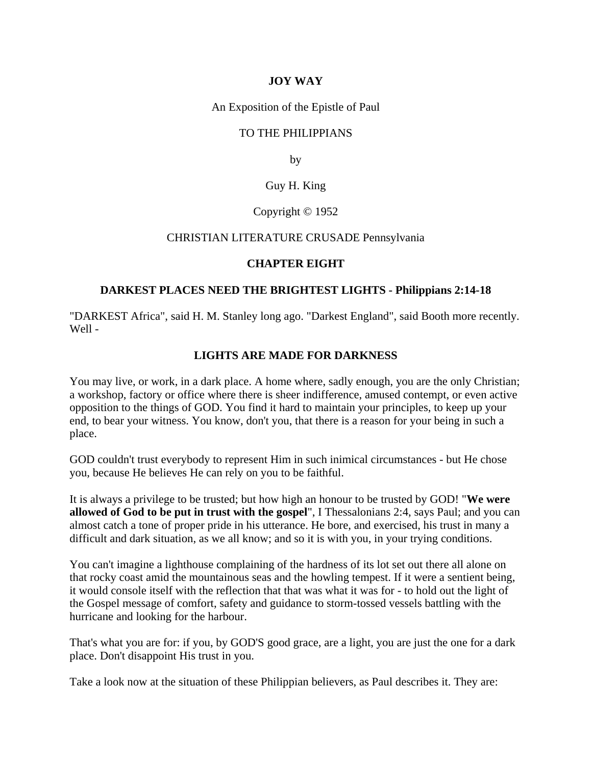# JOY WAY

An Exposition of the Epistle of Paul

TO THE PHILIPPIANS

by

Guy H. King

Copyright © 1952

CHRISTIAN LITERATURE CRUSADE Pennsylvania

## CHAPTER EIGHT

### DARKEST PLACES NEED THE BRIGHTEST LIGHTS - Philippians 2:14-18

"DARKEST Africa", said H. M. Stanley long ago. "Darkest England", said Booth more recently. Well -

### LIGHTS ARE MADE FOR DARKNESS

You may live, or work, in a dark place. A home where, sadly enough, you are the only Christian; a workshop, factory or office where there is sheer indifference, amused contempt, or even active opposition to the things of GOD. You find it hard to maintain your principles, to keep up your end, to bear your witness. You know, don't you, that there is a reason for your being in such a place.

GOD couldn't trust everybody to represent Him in such inimical circumstances - but He chose you, because He believes He can rely on you to be faithful.

It is always a privilege to be trusted; but how high an honour to be trusted by GOD! "**We were allowed of God to be put in trust with the gospel**", I Thessalonians 2:4, says Paul; and you can almost catch a tone of proper pride in his utterance. He bore, and exercised, his trust in many a difficult and dark situation, as we all know; and so it is with you, in your trying conditions.

You can't imagine a lighthouse complaining of the hardness of its lot set out there all alone on that rocky coast amid the mountainous seas and the howling tempest. If it were a sentient being, it would console itself with the reflection that that was what it was for - to hold out the light of the Gospel message of comfort, safety and guidance to storm-tossed vessels battling with the hurricane and looking for the harbour.

That's what you are for: if you, by GOD'S good grace, are a light, you are just the one for a dark place. Don't disappoint His trust in you.

Take a look now at the situation of these Philippian believers, as Paul describes it. They are: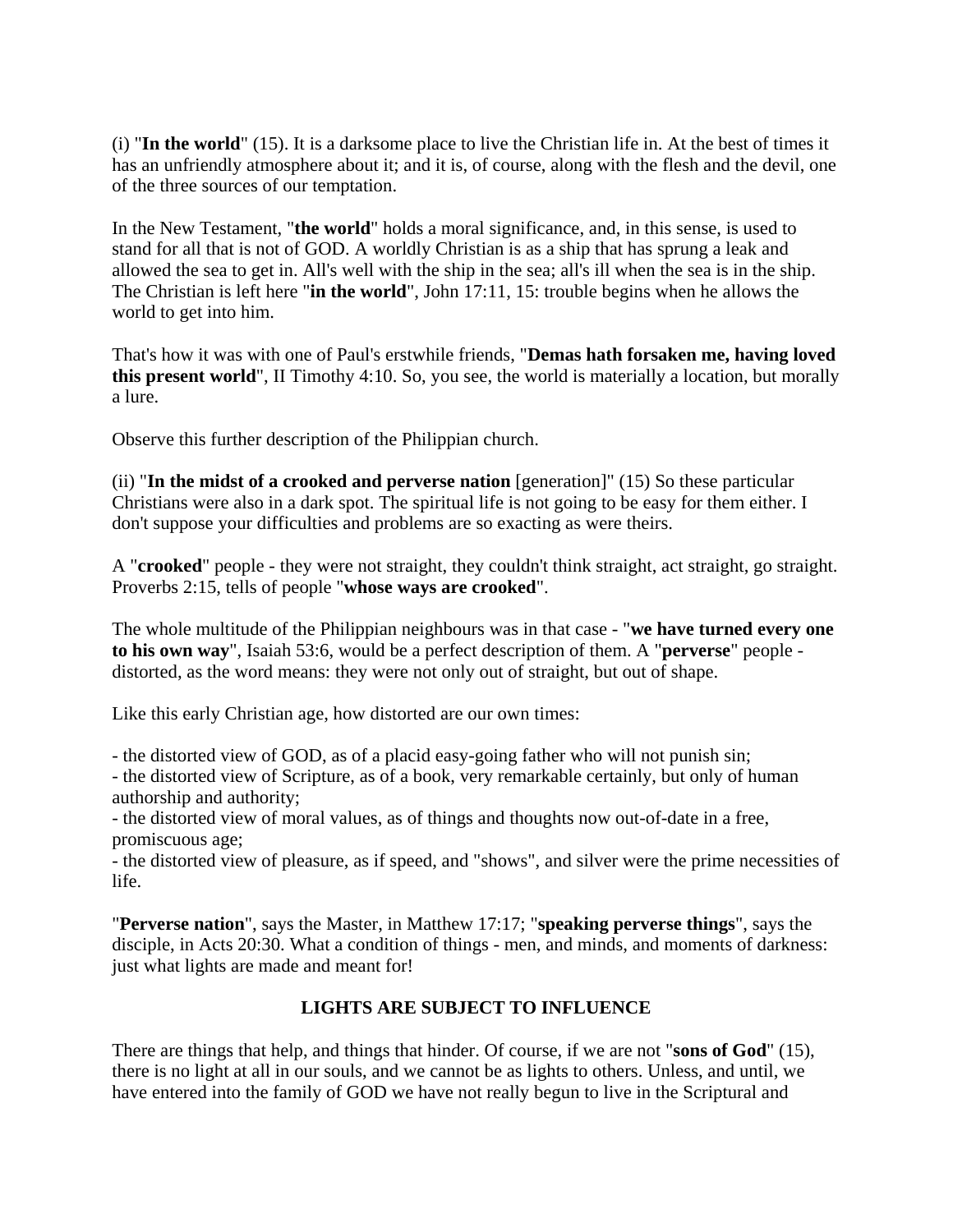(i) "**In the world**" (15). It is a darksome place to live the Christian life in. At the best of times it has an unfriendly atmosphere about it; and it is, of course, along with the flesh and the devil, one of the three sources of our temptation.

In the New Testament, "**the world**" holds a moral significance, and, in this sense, is used to stand for all that is not of GOD. A worldly Christian is as a ship that has sprung a leak and allowed the sea to get in. All's well with the ship in the sea; all's ill when the sea is in the ship. The Christian is left here "**in the world**", John 17:11, 15: trouble begins when he allows the world to get into him.

That's how it was with one of Paul's erstwhile friends, "**Demas hath forsaken me, having loved this present world**", II Timothy 4:10. So, you see, the world is materially a location, but morally a lure.

Observe this further description of the Philippian church.

(ii) "**In the midst of a crooked and perverse nation** [generation]" (15) So these particular Christians were also in a dark spot. The spiritual life is not going to be easy for them either. I don't suppose your difficulties and problems are so exacting as were theirs.

A "**crooked**" people - they were not straight, they couldn't think straight, act straight, go straight. Proverbs 2:15, tells of people "**whose ways are crooked**".

The whole multitude of the Philippian neighbours was in that case - "**we have turned every one to his own way**", Isaiah 53:6, would be a perfect description of them. A "**perverse**" people - distorted, as the word means: they were not only out of straight, but out of shape.

Like this early Christian age, how distorted are our own times:

- the distorted view of GOD, as of a placid easy-going father who will not punish sin;
- the distorted view of Scripture, as of a book, very remarkable certainly, but only of human authorship and authority;
- the distorted view of moral values, as of things and thoughts now out-of-date in a free, promiscuous age;
- the distorted view of pleasure, as if speed, and "shows", and silver were the prime necessities of life.

"**Perverse nation**", says the Master, in Matthew 17:17; "**speaking perverse things**", says the disciple, in Acts 20:30. What a condition of things - men, and minds, and moments of darkness: just what lights are made and meant for!

## LIGHTS ARE SUBJECT TO INFLUENCE

There are things that help, and things that hinder. Of course, if we are not "**sons of God**" (15), there is no light at all in our souls, and we cannot be as lights to others. Unless, and until, we have entered into the family of GOD we have not really begun to live in the Scriptural and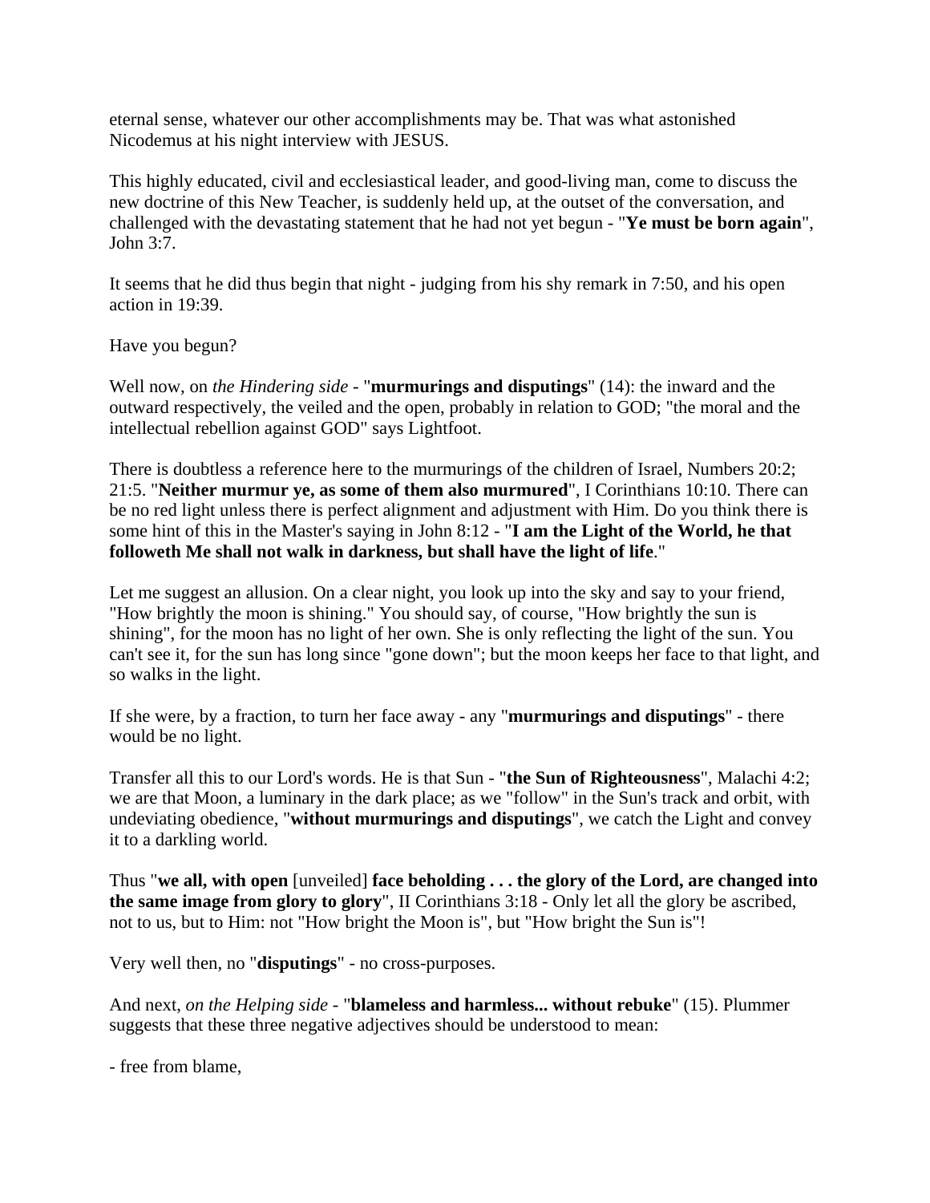eternal sense, whatever our other accomplishments may be. That was what astonished Nicodemus at his night interview with JESUS.

This highly educated, civil and ecclesiastical leader, and good-living man, come to discuss the new doctrine of this New Teacher, is suddenly held up, at the outset of the conversation, and challenged with the devastating statement that he had not yet begun - "**Ye must be born again**", John 3:7.

It seems that he did thus begin that night - judging from his shy remark in 7:50, and his open action in 19:39.

Have you begun?

Well now, on *the Hindering side* - "**murmurings and disputings**" (14): the inward and the outward respectively, the veiled and the open, probably in relation to GOD; "the moral and the intellectual rebellion against GOD" says Lightfoot.

There is doubtless a reference here to the murmurings of the children of Israel, Numbers 20:2; 21:5. "**Neither murmur ye, as some of them also murmured**", I Corinthians 10:10. There can be no red light unless there is perfect alignment and adjustment with Him. Do you think there is some hint of this in the Master's saying in John 8:12 - "**I am the Light of the World, he that followeth Me shall not walk in darkness, but shall have the light of life**."

Let me suggest an allusion. On a clear night, you look up into the sky and say to your friend, "How brightly the moon is shining." You should say, of course, "How brightly the sun is shining", for the moon has no light of her own. She is only reflecting the light of the sun. You can't see it, for the sun has long since "gone down"; but the moon keeps her face to that light, and so walks in the light.

If she were, by a fraction, to turn her face away - any "**murmurings and disputings**" - there would be no light.

Transfer all this to our Lord's words. He is that Sun - "**the Sun of Righteousness**", Malachi 4:2; we are that Moon, a luminary in the dark place; as we "follow" in the Sun's track and orbit, with undeviating obedience, "**without murmurings and disputings**", we catch the Light and convey it to a darkling world.

Thus "**we all, with open** [unveiled] **face beholding . . . the glory of the Lord, are changed into the same image from glory to glory**", II Corinthians 3:18 - Only let all the glory be ascribed, not to us, but to Him: not "How bright the Moon is", but "How bright the Sun is"!

Very well then, no "**disputings**" - no cross-purposes.

And next, *on the Helping side* - "**blameless and harmless... without rebuke**" (15). Plummer suggests that these three negative adjectives should be understood to mean:

- free from blame,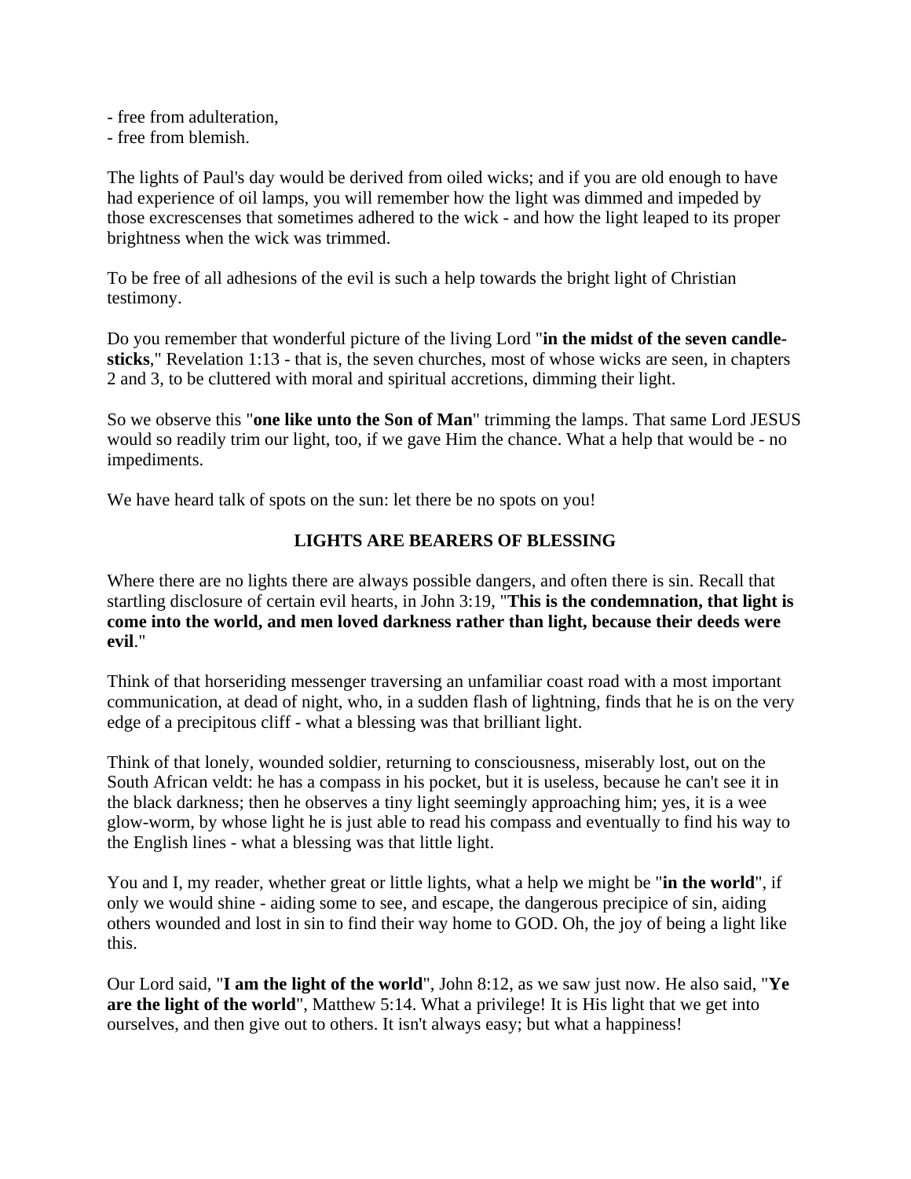- free from adulteration,
- free from blemish.

The lights of Paul's day would be derived from oiled wicks; and if you are old enough to have had experience of oil lamps, you will remember how the light was dimmed and impeded by those excrescenses that sometimes adhered to the wick - and how the light leaped to its proper brightness when the wick was trimmed.

To be free of all adhesions of the evil is such a help towards the bright light of Christian testimony.

Do you remember that wonderful picture of the living Lord "**in the midst of the seven candle-sticks**," Revelation 1:13 - that is, the seven churches, most of whose wicks are seen, in chapters 2 and 3, to be cluttered with moral and spiritual accretions, dimming their light.

So we observe this "**one like unto the Son of Man**" trimming the lamps. That same Lord JESUS would so readily trim our light, too, if we gave Him the chance. What a help that would be - no impediments.

We have heard talk of spots on the sun: let there be no spots on you!

## LIGHTS ARE BEARERS OF BLESSING

Where there are no lights there are always possible dangers, and often there is sin. Recall that startling disclosure of certain evil hearts, in John 3:19, "**This is the condemnation, that light is come into the world, and men loved darkness rather than light, because their deeds were evil**."

Think of that horseriding messenger traversing an unfamiliar coast road with a most important communication, at dead of night, who, in a sudden flash of lightning, finds that he is on the very edge of a precipitous cliff - what a blessing was that brilliant light.

Think of that lonely, wounded soldier, returning to consciousness, miserably lost, out on the South African veldt: he has a compass in his pocket, but it is useless, because he can't see it in the black darkness; then he observes a tiny light seemingly approaching him; yes, it is a wee glow-worm, by whose light he is just able to read his compass and eventually to find his way to the English lines - what a blessing was that little light.

You and I, my reader, whether great or little lights, what a help we might be "**in the world**", if only we would shine - aiding some to see, and escape, the dangerous precipice of sin, aiding others wounded and lost in sin to find their way home to GOD. Oh, the joy of being a light like this.

Our Lord said, "**I am the light of the world**", John 8:12, as we saw just now. He also said, "**Ye are the light of the world**", Matthew 5:14. What a privilege! It is His light that we get into ourselves, and then give out to others. It isn't always easy; but what a happiness!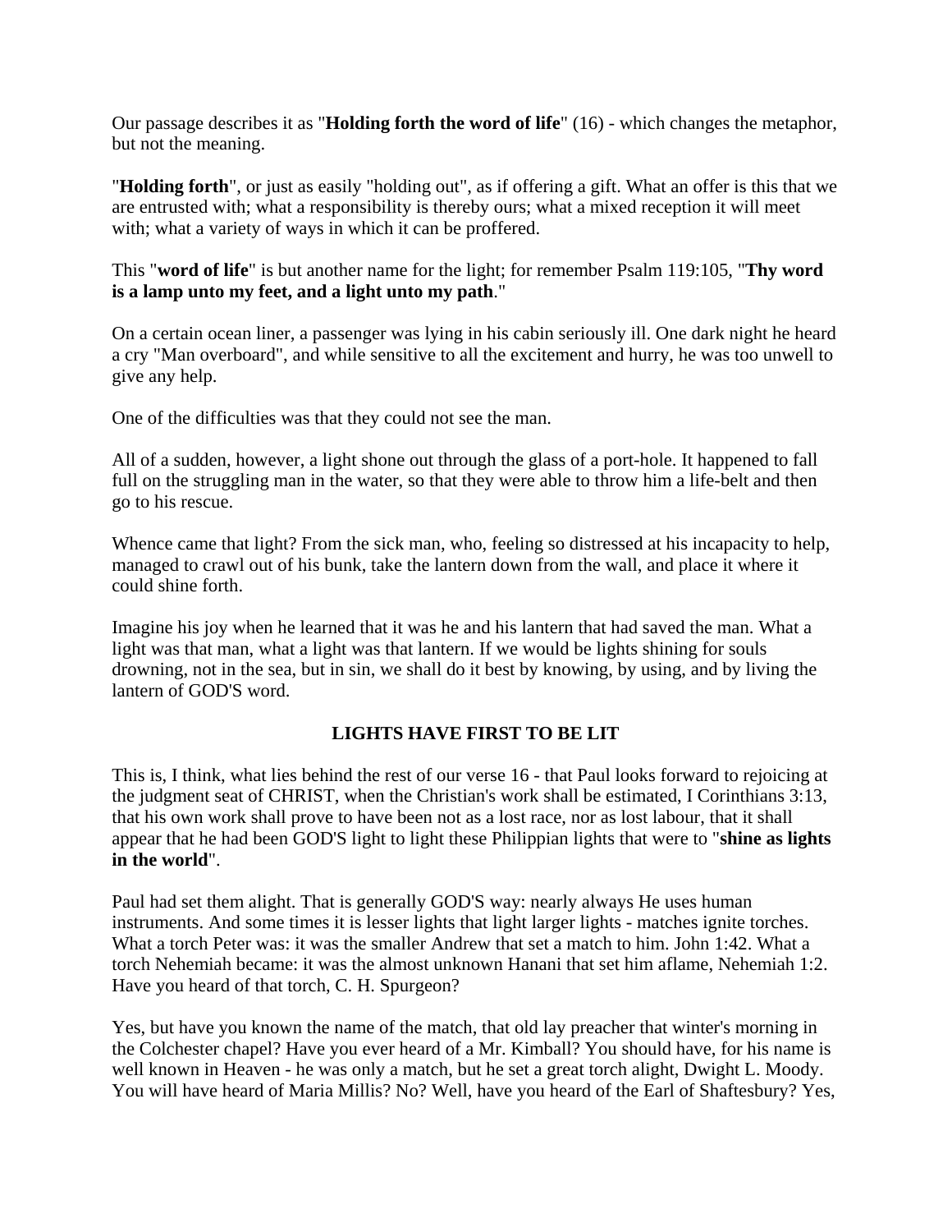Our passage describes it as "**Holding forth the word of life**" (16) - which changes the metaphor, but not the meaning.

"**Holding forth**", or just as easily "holding out", as if offering a gift. What an offer is this that we are entrusted with; what a responsibility is thereby ours; what a mixed reception it will meet with; what a variety of ways in which it can be proffered.

This "**word of life**" is but another name for the light; for remember Psalm 119:105, "**Thy word is a lamp unto my feet, and a light unto my path**."

On a certain ocean liner, a passenger was lying in his cabin seriously ill. One dark night he heard a cry "Man overboard", and while sensitive to all the excitement and hurry, he was too unwell to give any help.

One of the difficulties was that they could not see the man.

All of a sudden, however, a light shone out through the glass of a port-hole. It happened to fall full on the struggling man in the water, so that they were able to throw him a life-belt and then go to his rescue.

Whence came that light? From the sick man, who, feeling so distressed at his incapacity to help, managed to crawl out of his bunk, take the lantern down from the wall, and place it where it could shine forth.

Imagine his joy when he learned that it was he and his lantern that had saved the man. What a light was that man, what a light was that lantern. If we would be lights shining for souls drowning, not in the sea, but in sin, we shall do it best by knowing, by using, and by living the lantern of GOD'S word.

## LIGHTS HAVE FIRST TO BE LIT

This is, I think, what lies behind the rest of our verse 16 - that Paul looks forward to rejoicing at the judgment seat of CHRIST, when the Christian's work shall be estimated, I Corinthians 3:13, that his own work shall prove to have been not as a lost race, nor as lost labour, that it shall appear that he had been GOD'S light to light these Philippian lights that were to "**shine as lights in the world**".

Paul had set them alight. That is generally GOD'S way: nearly always He uses human instruments. And some times it is lesser lights that light larger lights - matches ignite torches. What a torch Peter was: it was the smaller Andrew that set a match to him. John 1:42. What a torch Nehemiah became: it was the almost unknown Hanani that set him aflame, Nehemiah 1:2. Have you heard of that torch, C. H. Spurgeon?

Yes, but have you known the name of the match, that old lay preacher that winter's morning in the Colchester chapel? Have you ever heard of a Mr. Kimball? You should have, for his name is well known in Heaven - he was only a match, but he set a great torch alight, Dwight L. Moody. You will have heard of Maria Millis? No? Well, have you heard of the Earl of Shaftesbury? Yes,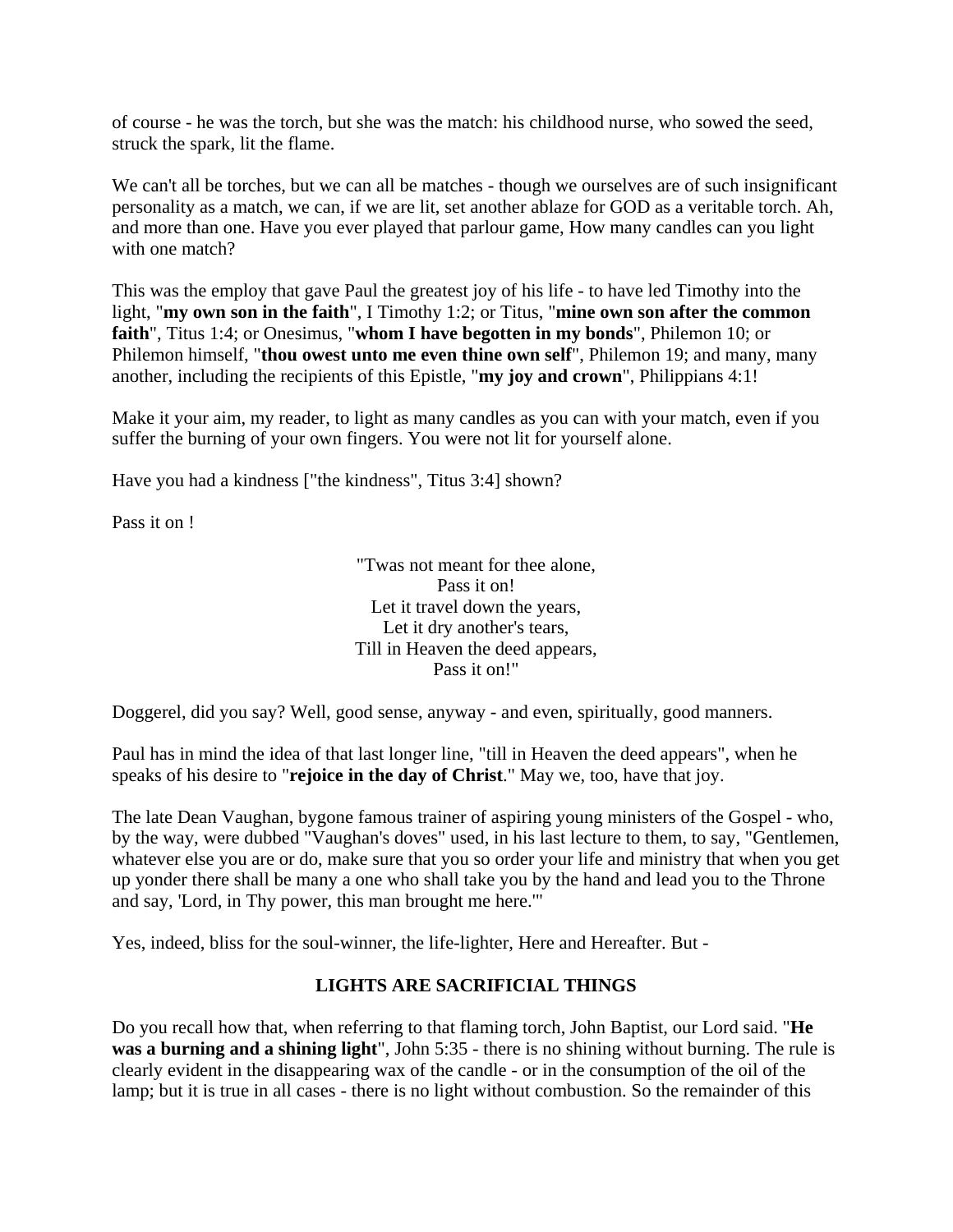of course - he was the torch, but she was the match: his childhood nurse, who sowed the seed, struck the spark, lit the flame.

We can't all be torches, but we can all be matches - though we ourselves are of such insignificant personality as a match, we can, if we are lit, set another ablaze for GOD as a veritable torch. Ah, and more than one. Have you ever played that parlour game, How many candles can you light with one match?

This was the employ that gave Paul the greatest joy of his life - to have led Timothy into the light, "**my own son in the faith**", I Timothy 1:2; or Titus, "**mine own son after the common faith**", Titus 1:4; or Onesimus, "**whom I have begotten in my bonds**", Philemon 10; or Philemon himself, "**thou owest unto me even thine own self**", Philemon 19; and many, many another, including the recipients of this Epistle, "**my joy and crown**", Philippians 4:1!

Make it your aim, my reader, to light as many candles as you can with your match, even if you suffer the burning of your own fingers. You were not lit for yourself alone.

Have you had a kindness ["the kindness", Titus 3:4] shown?

Pass it on !

"Twas not meant for thee alone,
Pass it on!
Let it travel down the years,
Let it dry another's tears,
Till in Heaven the deed appears,
Pass it on!"

Doggerel, did you say? Well, good sense, anyway - and even, spiritually, good manners.

Paul has in mind the idea of that last longer line, "till in Heaven the deed appears", when he speaks of his desire to "**rejoice in the day of Christ**." May we, too, have that joy.

The late Dean Vaughan, bygone famous trainer of aspiring young ministers of the Gospel - who, by the way, were dubbed "Vaughan's doves" used, in his last lecture to them, to say, "Gentlemen, whatever else you are or do, make sure that you so order your life and ministry that when you get up yonder there shall be many a one who shall take you by the hand and lead you to the Throne and say, 'Lord, in Thy power, this man brought me here.'"

Yes, indeed, bliss for the soul-winner, the life-lighter, Here and Hereafter. But -

## LIGHTS ARE SACRIFICIAL THINGS

Do you recall how that, when referring to that flaming torch, John Baptist, our Lord said. "**He was a burning and a shining light**", John 5:35 - there is no shining without burning. The rule is clearly evident in the disappearing wax of the candle - or in the consumption of the oil of the lamp; but it is true in all cases - there is no light without combustion. So the remainder of this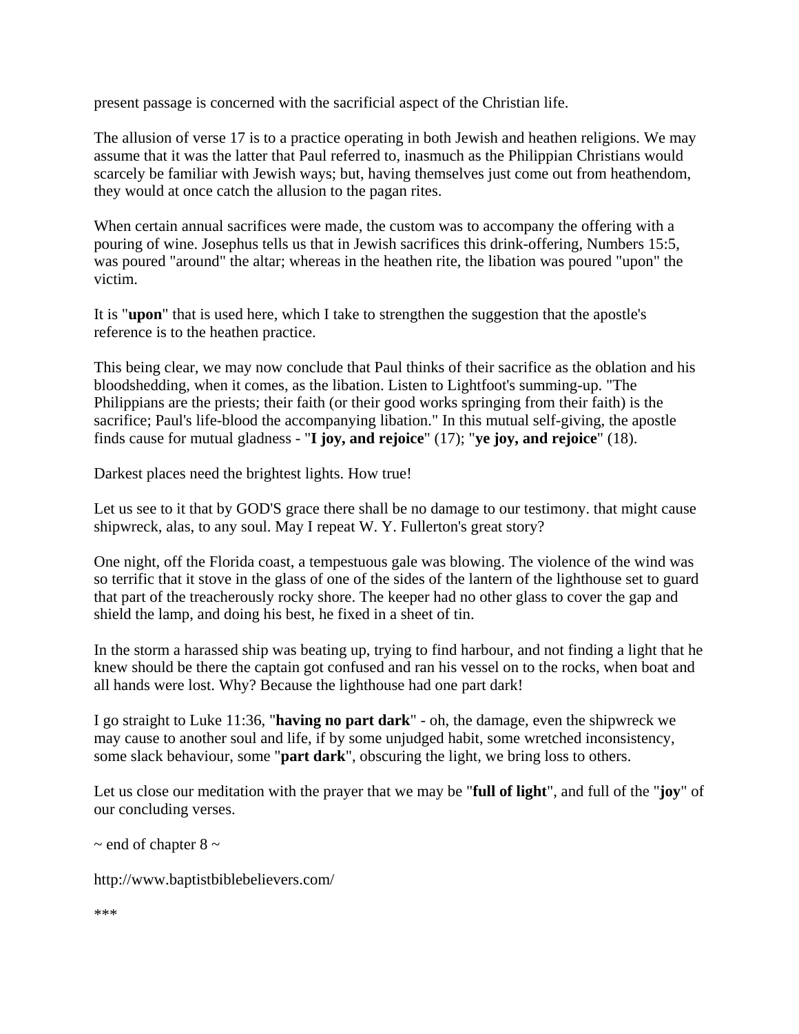present passage is concerned with the sacrificial aspect of the Christian life.

The allusion of verse 17 is to a practice operating in both Jewish and heathen religions. We may assume that it was the latter that Paul referred to, inasmuch as the Philippian Christians would scarcely be familiar with Jewish ways; but, having themselves just come out from heathendom, they would at once catch the allusion to the pagan rites.

When certain annual sacrifices were made, the custom was to accompany the offering with a pouring of wine. Josephus tells us that in Jewish sacrifices this drink-offering, Numbers 15:5, was poured "around" the altar; whereas in the heathen rite, the libation was poured "upon" the victim.

It is "**upon**" that is used here, which I take to strengthen the suggestion that the apostle's reference is to the heathen practice.

This being clear, we may now conclude that Paul thinks of their sacrifice as the oblation and his bloodshedding, when it comes, as the libation. Listen to Lightfoot's summing-up. "The Philippians are the priests; their faith (or their good works springing from their faith) is the sacrifice; Paul's life-blood the accompanying libation." In this mutual self-giving, the apostle finds cause for mutual gladness - "**I joy, and rejoice**" (17); "**ye joy, and rejoice**" (18).

Darkest places need the brightest lights. How true!

Let us see to it that by GOD'S grace there shall be no damage to our testimony. that might cause shipwreck, alas, to any soul. May I repeat W. Y. Fullerton's great story?

One night, off the Florida coast, a tempestuous gale was blowing. The violence of the wind was so terrific that it stove in the glass of one of the sides of the lantern of the lighthouse set to guard that part of the treacherously rocky shore. The keeper had no other glass to cover the gap and shield the lamp, and doing his best, he fixed in a sheet of tin.

In the storm a harassed ship was beating up, trying to find harbour, and not finding a light that he knew should be there the captain got confused and ran his vessel on to the rocks, when boat and all hands were lost. Why? Because the lighthouse had one part dark!

I go straight to Luke 11:36, "**having no part dark**" - oh, the damage, even the shipwreck we may cause to another soul and life, if by some unjudged habit, some wretched inconsistency, some slack behaviour, some "**part dark**", obscuring the light, we bring loss to others.

Let us close our meditation with the prayer that we may be "**full of light**", and full of the "**joy**" of our concluding verses.

~ end of chapter 8 ~

http://www.baptistbiblebelievers.com/

***